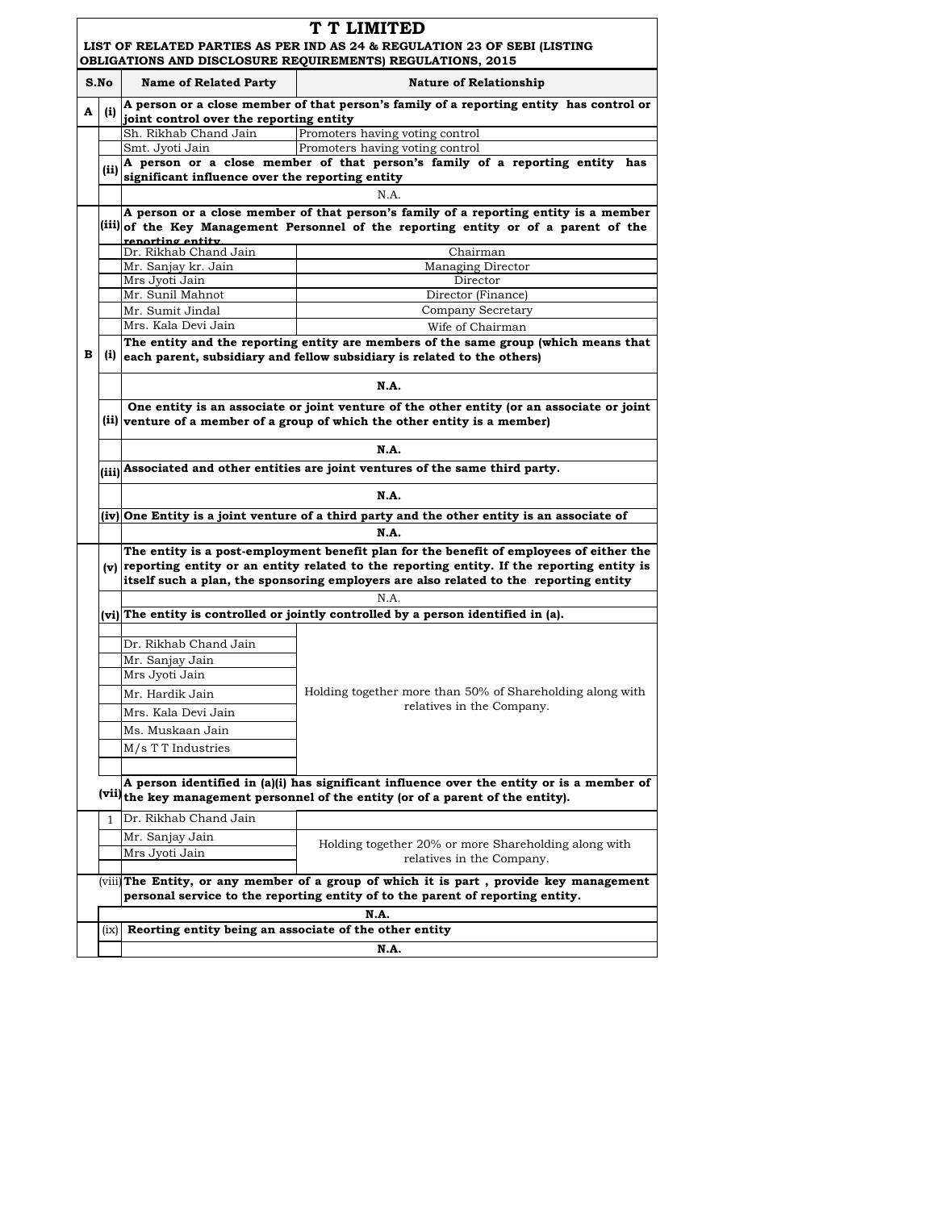# T T LIMITED

**LIST OF RELATED PARTIES AS PER IND AS 24 & REGULATION 23 OF SEBI (LISTING OBLIGATIONS AND DISCLOSURE REQUIREMENTS) REGULATIONS, 2015**

| S.No | | Name of Related Party | Nature of Relationship |
|---|---|---|---|
| **A** | **(i)** | **A person or a close member of that person's family of a reporting entity has control or joint control over the reporting entity** | |
| | | Sh. Rikhab Chand Jain | Promoters having voting control |
| | | Smt. Jyoti Jain | Promoters having voting control |
| | **(ii)** | **A person or a close member of that person's family of a reporting entity has significant influence over the reporting entity** | |
| | | N.A. | |
| | **(iii)** | **A person or a close member of that person's family of a reporting entity is a member of the Key Management Personnel of the reporting entity or of a parent of the reporting entity** | |
| | | Dr. Rikhab Chand Jain | Chairman |
| | | Mr. Sanjay kr. Jain | Managing Director |
| | | Mrs Jyoti Jain | Director |
| | | Mr. Sunil Mahnot | Director (Finance) |
| | | Mr. Sumit Jindal | Company Secretary |
| | | Mrs. Kala Devi Jain | Wife of Chairman |
| **B** | **(i)** | **The entity and the reporting entity are members of the same group (which means that each parent, subsidiary and fellow subsidiary is related to the others)** | |
| | | **N.A.** | |
| | **(ii)** | **One entity is an associate or joint venture of the other entity (or an associate or joint venture of a member of a group of which the other entity is a member)** | |
| | | **N.A.** | |
| | **(iii)** | **Associated and other entities are joint ventures of the same third party.** | |
| | | **N.A.** | |
| | **(iv)** | **One Entity is a joint venture of a third party and the other entity is an associate of** | |
| | | **N.A.** | |
| | **(v)** | **The entity is a post-employment benefit plan for the benefit of employees of either the reporting entity or an entity related to the reporting entity. If the reporting entity is itself such a plan, the sponsoring employers are also related to the reporting entity** | |
| | | N.A. | |
| | **(vi)** | **The entity is controlled or jointly controlled by a person identified in (a).** | |
| | | Dr. Rikhab Chand Jain | Holding together more than 50% of Shareholding along with relatives in the Company. |
| | | Mr. Sanjay Jain | |
| | | Mrs Jyoti Jain | |
| | | Mr. Hardik Jain | |
| | | Mrs. Kala Devi Jain | |
| | | Ms. Muskaan Jain | |
| | | M/s T T Industries | |
| | **(vii)** | **A person identified in (a)(i) has significant influence over the entity or is a member of the key management personnel of the entity (or of a parent of the entity).** | |
| | 1 | Dr. Rikhab Chand Jain | Holding together 20% or more Shareholding along with relatives in the Company. |
| | | Mr. Sanjay Jain | |
| | | Mrs Jyoti Jain | |
| | (viii) | **The Entity, or any member of a group of which it is part , provide key management personal service to the reporting entity of to the parent of reporting entity.** | |
| | | **N.A.** | |
| | (ix) | **Reorting entity being an associate of the other entity** | |
| | | **N.A.** | |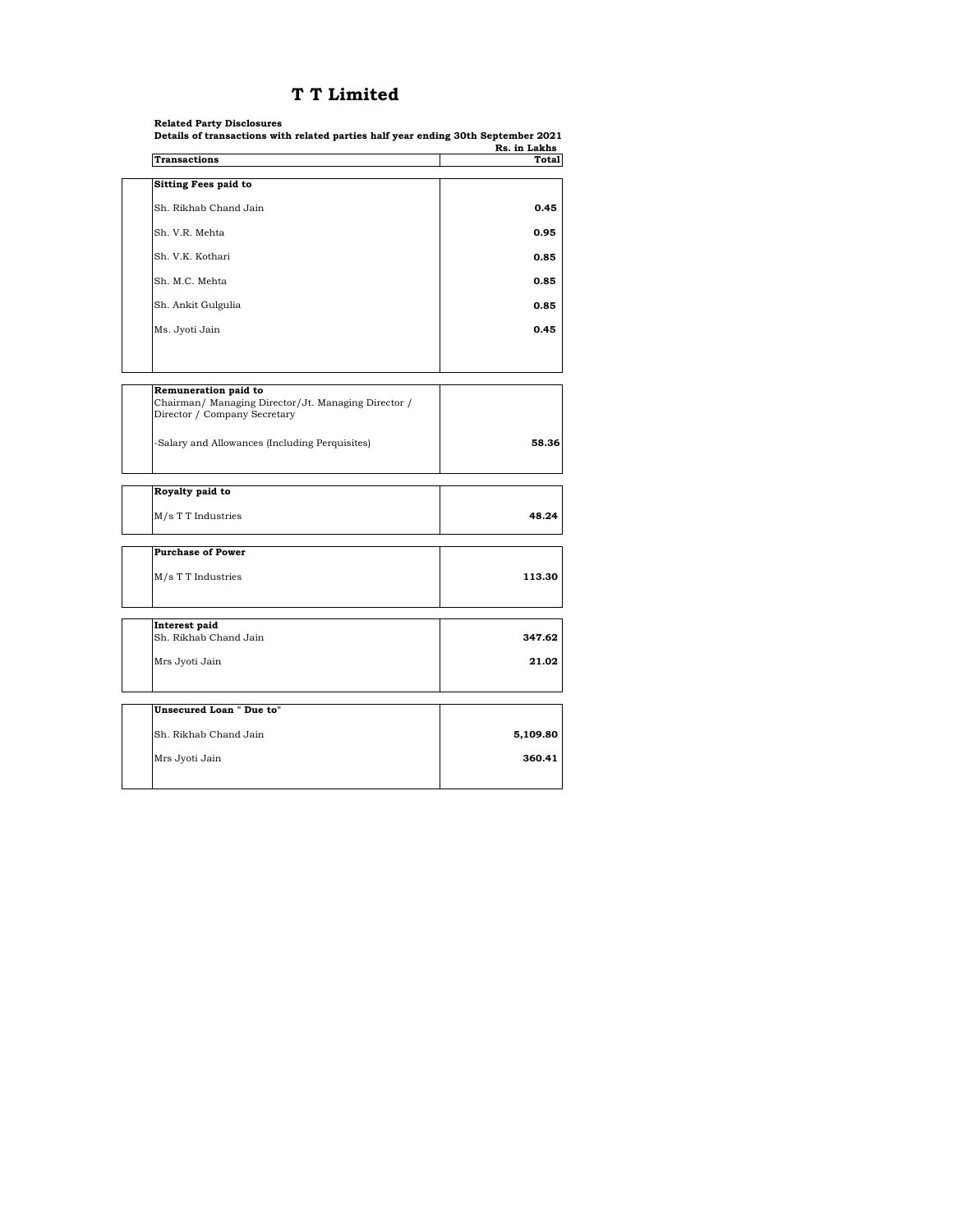# T T Limited

**Related Party Disclosures**

**Details of transactions with related parties half year ending 30th September 2021**

**Rs. in Lakhs**

| Transactions | Total |
|---|---|
| **Sitting Fees paid to** | |
| Sh. Rikhab Chand Jain | **0.45** |
| Sh. V.R. Mehta | **0.95** |
| Sh. V.K. Kothari | **0.85** |
| Sh. M.C. Mehta | **0.85** |
| Sh. Ankit Gulgulia | **0.85** |
| Ms. Jyoti Jain | **0.45** |
| **Remuneration paid to** Chairman/ Managing Director/Jt. Managing Director / Director / Company Secretary | |
| -Salary and Allowances (Including Perquisites) | **58.36** |
| **Royalty paid to** | |
| M/s T T Industries | **48.24** |
| **Purchase of Power** | |
| M/s T T Industries | **113.30** |
| **Interest paid** | |
| Sh. Rikhab Chand Jain | **347.62** |
| Mrs Jyoti Jain | **21.02** |
| **Unsecured Loan " Due to"** | |
| Sh. Rikhab Chand Jain | **5,109.80** |
| Mrs Jyoti Jain | **360.41** |